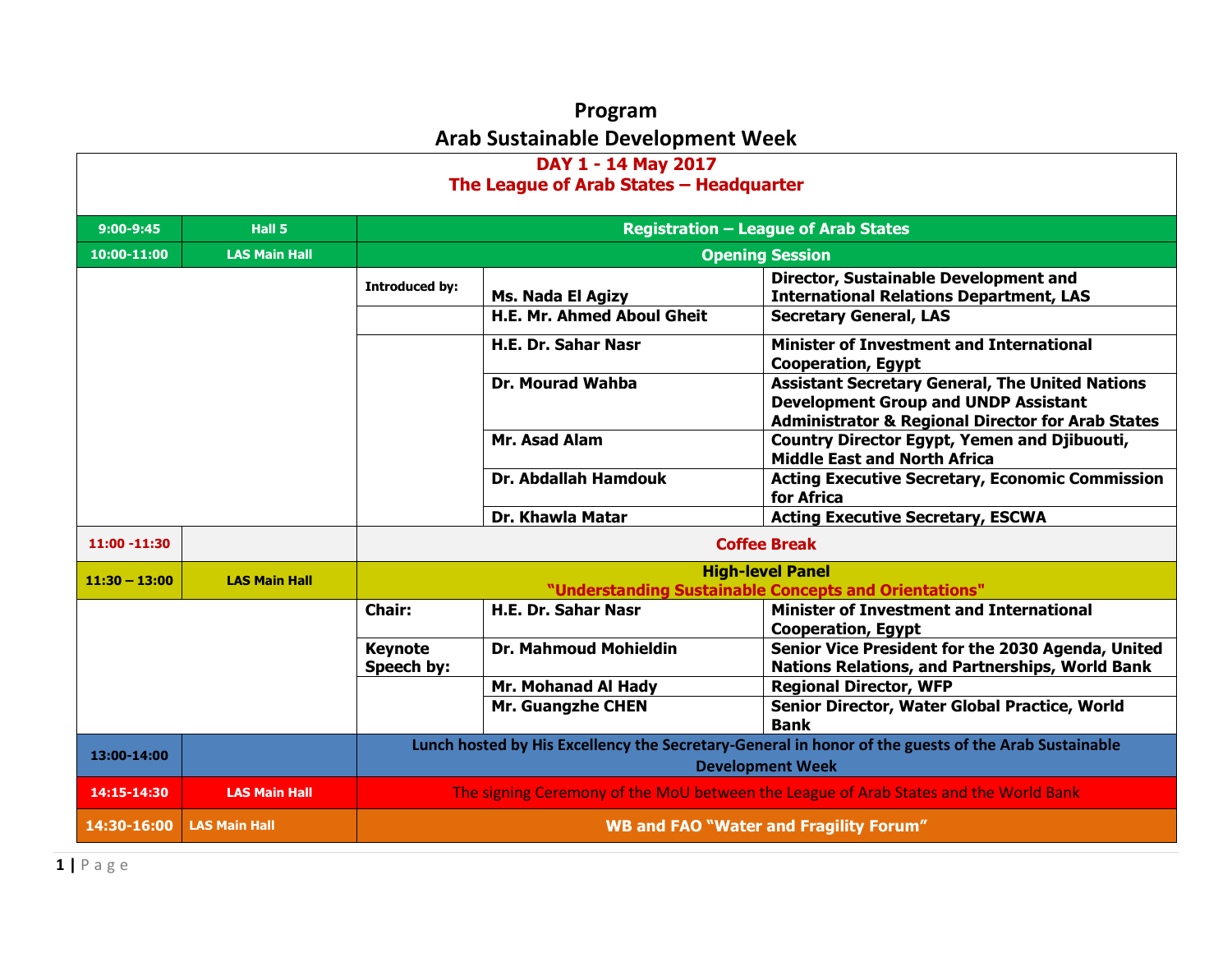# Program

# Arab Sustainable Development Week

## DAY 1 - 14 May 2017

## The League of Arab States – Headquarter

| | | | | |
|---|---|---|---|---|
| 9:00-9:45 | Hall 5 | **Registration – League of Arab States** | | |
| 10:00-11:00 | LAS Main Hall | **Opening Session** | | |
| | | Introduced by: | Ms. Nada El Agizy | Director, Sustainable Development and International Relations Department, LAS |
| | | | H.E. Mr. Ahmed Aboul Gheit | Secretary General, LAS |
| | | | H.E. Dr. Sahar Nasr | Minister of Investment and International Cooperation, Egypt |
| | | | Dr. Mourad Wahba | Assistant Secretary General, The United Nations Development Group and UNDP Assistant Administrator & Regional Director for Arab States |
| | | | Mr. Asad Alam | Country Director Egypt, Yemen and Djibuouti, Middle East and North Africa |
| | | | Dr. Abdallah Hamdouk | Acting Executive Secretary, Economic Commission for Africa |
| | | | Dr. Khawla Matar | Acting Executive Secretary, ESCWA |
| 11:00 -11:30 | | **Coffee Break** | | |
| 11:30 – 13:00 | LAS Main Hall | **High-level Panel "Understanding Sustainable Concepts and Orientations"** | | |
| | | Chair: | H.E. Dr. Sahar Nasr | Minister of Investment and International Cooperation, Egypt |
| | | Keynote Speech by: | Dr. Mahmoud Mohieldin | Senior Vice President for the 2030 Agenda, United Nations Relations, and Partnerships, World Bank |
| | | | Mr. Mohanad Al Hady | Regional Director, WFP |
| | | | Mr. Guangzhe CHEN | Senior Director, Water Global Practice, World Bank |
| 13:00-14:00 | | Lunch hosted by His Excellency the Secretary-General in honor of the guests of the Arab Sustainable Development Week | | |
| 14:15-14:30 | LAS Main Hall | The signing Ceremony of the MoU between the League of Arab States and the World Bank | | |
| 14:30-16:00 | LAS Main Hall | **WB and FAO "Water and Fragility Forum"** | | |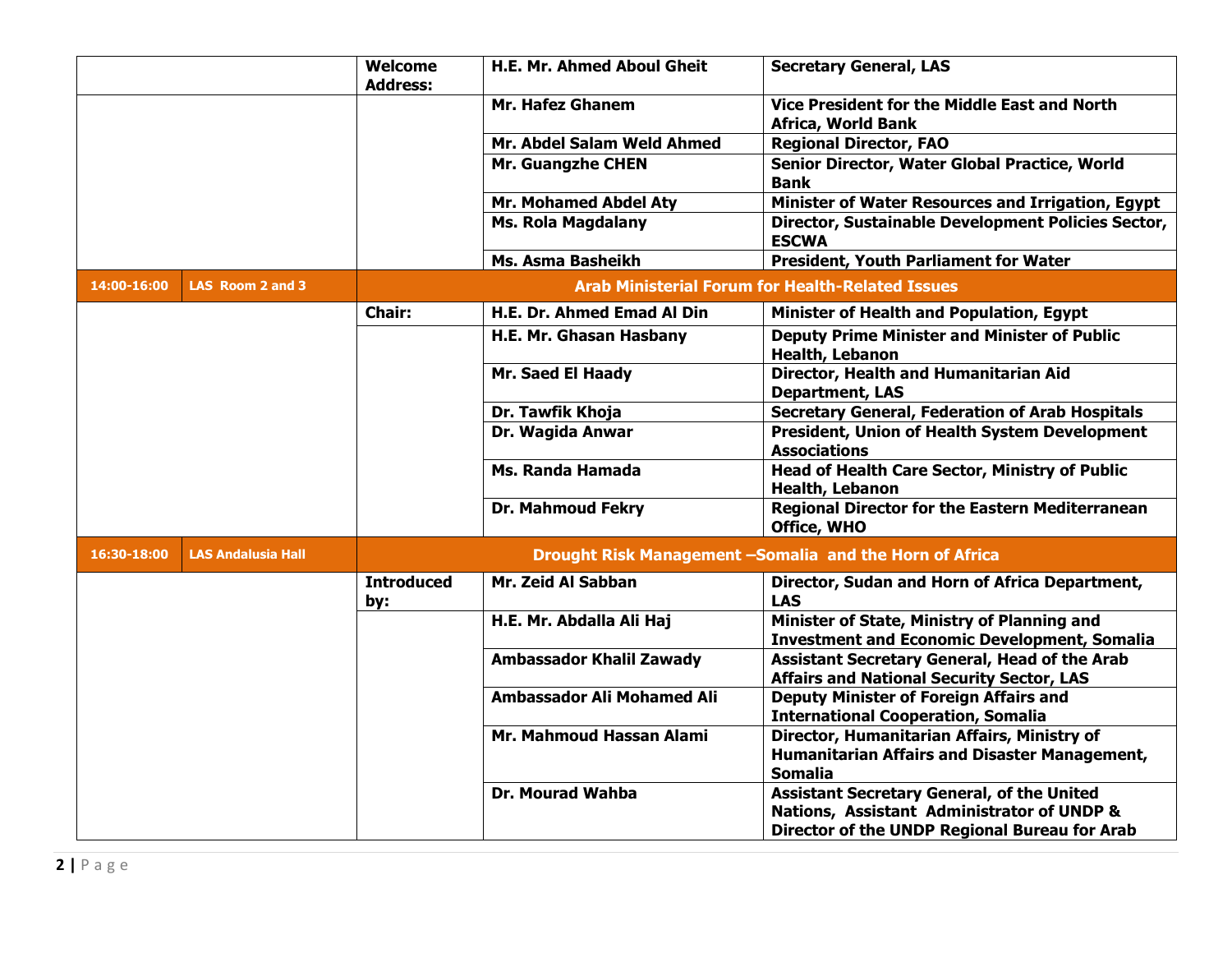| | | | | |
|---|---|---|---|---|
| | | **Welcome Address:** | **H.E. Mr. Ahmed Aboul Gheit** | **Secretary General, LAS** |
| | | | **Mr. Hafez Ghanem** | **Vice President for the Middle East and North Africa, World Bank** |
| | | | **Mr. Abdel Salam Weld Ahmed** | **Regional Director, FAO** |
| | | | **Mr. Guangzhe CHEN** | **Senior Director, Water Global Practice, World Bank** |
| | | | **Mr. Mohamed Abdel Aty** | **Minister of Water Resources and Irrigation, Egypt** |
| | | | **Ms. Rola Magdalany** | **Director, Sustainable Development Policies Sector, ESCWA** |
| | | | **Ms. Asma Basheikh** | **President, Youth Parliament for Water** |
| **14:00-16:00** | **LAS Room 2 and 3** | **Arab Ministerial Forum for Health-Related Issues** | | |
| | | **Chair:** | **H.E. Dr. Ahmed Emad Al Din** | **Minister of Health and Population, Egypt** |
| | | | **H.E. Mr. Ghasan Hasbany** | **Deputy Prime Minister and Minister of Public Health, Lebanon** |
| | | | **Mr. Saed El Haady** | **Director, Health and Humanitarian Aid Department, LAS** |
| | | | **Dr. Tawfik Khoja** | **Secretary General, Federation of Arab Hospitals** |
| | | | **Dr. Wagida Anwar** | **President, Union of Health System Development Associations** |
| | | | **Ms. Randa Hamada** | **Head of Health Care Sector, Ministry of Public Health, Lebanon** |
| | | | **Dr. Mahmoud Fekry** | **Regional Director for the Eastern Mediterranean Office, WHO** |
| **16:30-18:00** | **LAS Andalusia Hall** | **Drought Risk Management –Somalia and the Horn of Africa** | | |
| | | **Introduced by:** | **Mr. Zeid Al Sabban** | **Director, Sudan and Horn of Africa Department, LAS** |
| | | | **H.E. Mr. Abdalla Ali Haj** | **Minister of State, Ministry of Planning and Investment and Economic Development, Somalia** |
| | | | **Ambassador Khalil Zawady** | **Assistant Secretary General, Head of the Arab Affairs and National Security Sector, LAS** |
| | | | **Ambassador Ali Mohamed Ali** | **Deputy Minister of Foreign Affairs and International Cooperation, Somalia** |
| | | | **Mr. Mahmoud Hassan Alami** | **Director, Humanitarian Affairs, Ministry of Humanitarian Affairs and Disaster Management, Somalia** |
| | | | **Dr. Mourad Wahba** | **Assistant Secretary General, of the United Nations, Assistant Administrator of UNDP & Director of the UNDP Regional Bureau for Arab** |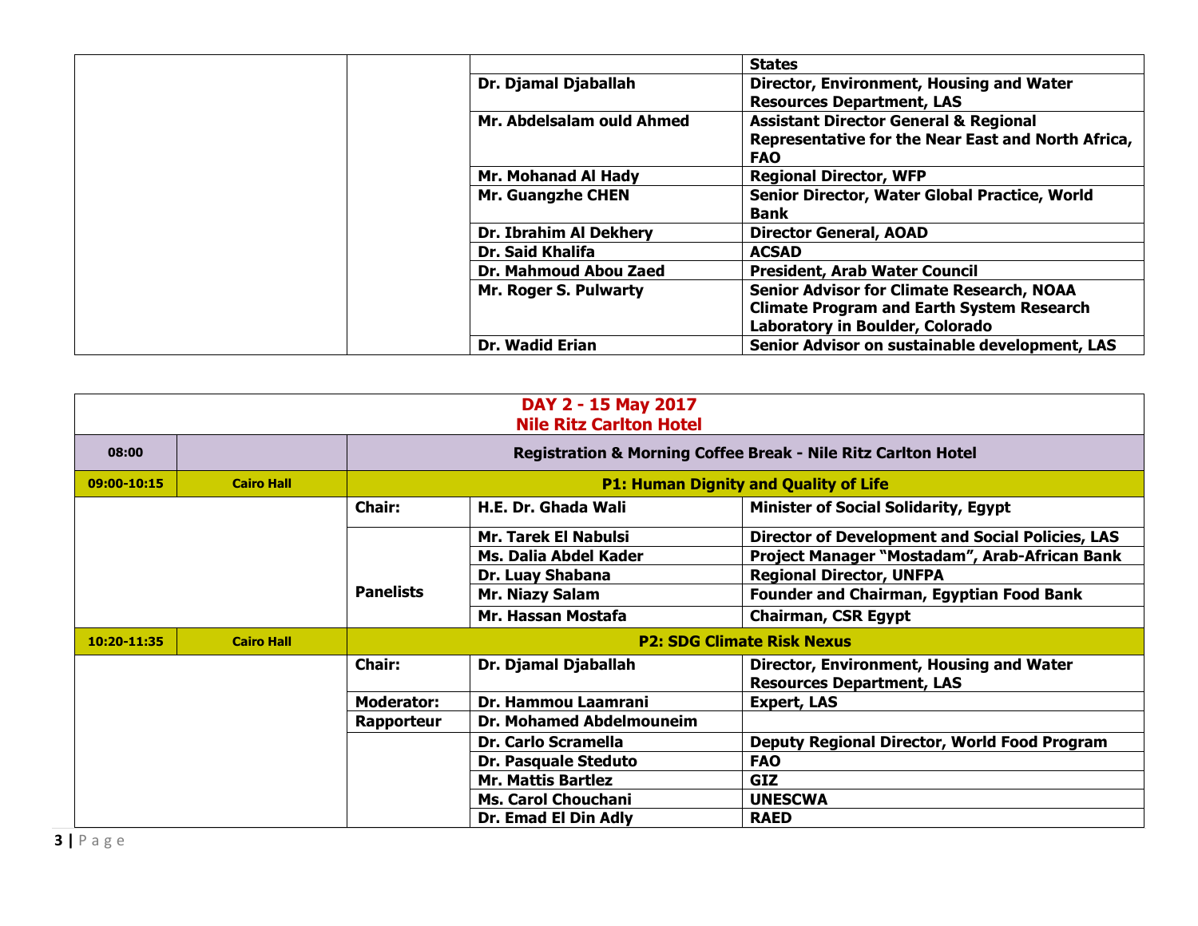| | | | |
|---|---|---|---|
| | | | **States** |
| | | **Dr. Djamal Djaballah** | **Director, Environment, Housing and Water Resources Department, LAS** |
| | | **Mr. Abdelsalam ould Ahmed** | **Assistant Director General & Regional Representative for the Near East and North Africa, FAO** |
| | | **Mr. Mohanad Al Hady** | **Regional Director, WFP** |
| | | **Mr. Guangzhe CHEN** | **Senior Director, Water Global Practice, World Bank** |
| | | **Dr. Ibrahim Al Dekhery** | **Director General, AOAD** |
| | | **Dr. Said Khalifa** | **ACSAD** |
| | | **Dr. Mahmoud Abou Zaed** | **President, Arab Water Council** |
| | | **Mr. Roger S. Pulwarty** | **Senior Advisor for Climate Research, NOAA Climate Program and Earth System Research Laboratory in Boulder, Colorado** |
| | | **Dr. Wadid Erian** | **Senior Advisor on sustainable development, LAS** |

## DAY 2 - 15 May 2017
## Nile Ritz Carlton Hotel

| | | | | |
|---|---|---|---|---|
| **08:00** | | **Registration & Morning Coffee Break - Nile Ritz Carlton Hotel** | | |
| **09:00-10:15** | **Cairo Hall** | **P1: Human Dignity and Quality of Life** | | |
| | | **Chair:** | **H.E. Dr. Ghada Wali** | **Minister of Social Solidarity, Egypt** |
| | | **Panelists** | **Mr. Tarek El Nabulsi** | **Director of Development and Social Policies, LAS** |
| | | | **Ms. Dalia Abdel Kader** | **Project Manager "Mostadam", Arab-African Bank** |
| | | | **Dr. Luay Shabana** | **Regional Director, UNFPA** |
| | | | **Mr. Niazy Salam** | **Founder and Chairman, Egyptian Food Bank** |
| | | | **Mr. Hassan Mostafa** | **Chairman, CSR Egypt** |
| **10:20-11:35** | **Cairo Hall** | **P2: SDG Climate Risk Nexus** | | |
| | | **Chair:** | **Dr. Djamal Djaballah** | **Director, Environment, Housing and Water Resources Department, LAS** |
| | | **Moderator:** | **Dr. Hammou Laamrani** | **Expert, LAS** |
| | | **Rapporteur** | **Dr. Mohamed Abdelmouneim** | |
| | | | **Dr. Carlo Scramella** | **Deputy Regional Director, World Food Program** |
| | | | **Dr. Pasquale Steduto** | **FAO** |
| | | | **Mr. Mattis Bartlez** | **GIZ** |
| | | | **Ms. Carol Chouchani** | **UNESCWA** |
| | | | **Dr. Emad El Din Adly** | **RAED** |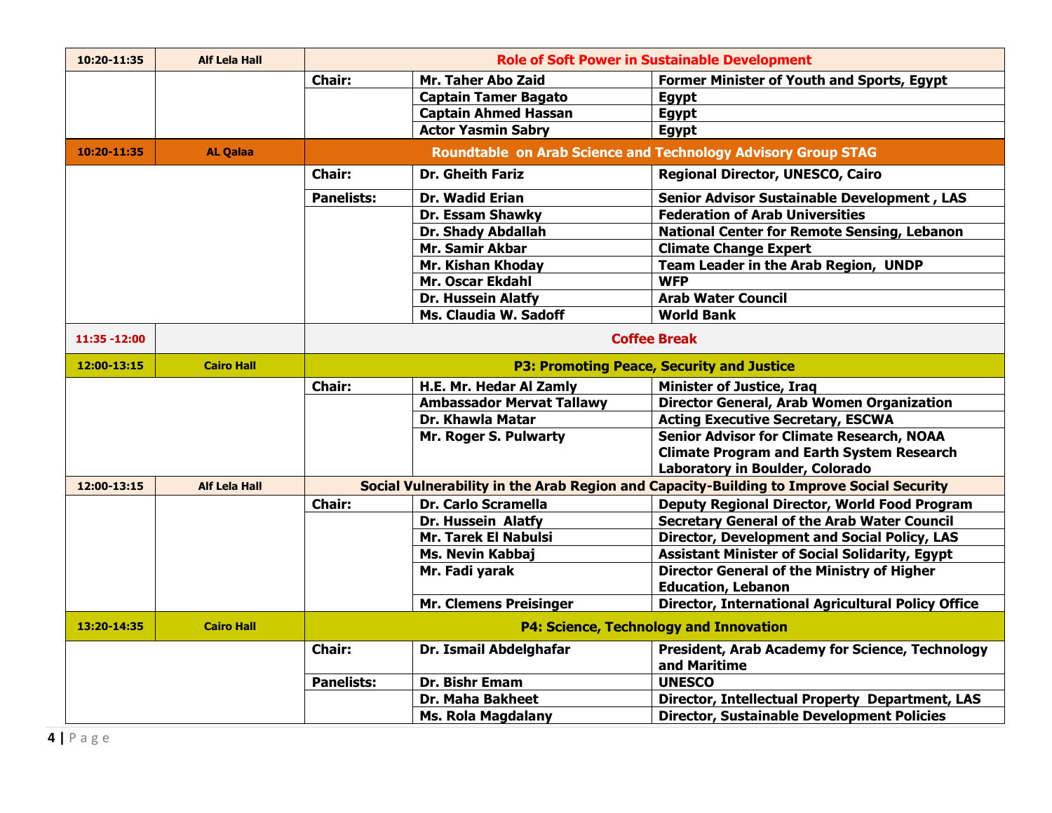| 10:20-11:35 | Alf Lela Hall | Role of Soft Power in Sustainable Development | | |
|---|---|---|---|---|
| | | **Chair:** | **Mr. Taher Abo Zaid** | **Former Minister of Youth and Sports, Egypt** |
| | | | **Captain Tamer Bagato** | **Egypt** |
| | | | **Captain Ahmed Hassan** | **Egypt** |
| | | | **Actor Yasmin Sabry** | **Egypt** |
| **10:20-11:35** | **AL Qalaa** | **Roundtable on Arab Science and Technology Advisory Group STAG** | | |
| | | **Chair:** | **Dr. Gheith Fariz** | **Regional Director, UNESCO, Cairo** |
| | | **Panelists:** | **Dr. Wadid Erian** | **Senior Advisor Sustainable Development , LAS** |
| | | | **Dr. Essam Shawky** | **Federation of Arab Universities** |
| | | | **Dr. Shady Abdallah** | **National Center for Remote Sensing, Lebanon** |
| | | | **Mr. Samir Akbar** | **Climate Change Expert** |
| | | | **Mr. Kishan Khoday** | **Team Leader in the Arab Region, UNDP** |
| | | | **Mr. Oscar Ekdahl** | **WFP** |
| | | | **Dr. Hussein Alatfy** | **Arab Water Council** |
| | | | **Ms. Claudia W. Sadoff** | **World Bank** |
| **11:35 -12:00** | | **Coffee Break** | | |
| **12:00-13:15** | **Cairo Hall** | **P3: Promoting Peace, Security and Justice** | | |
| | | **Chair:** | **H.E. Mr. Hedar Al Zamly** | **Minister of Justice, Iraq** |
| | | | **Ambassador Mervat Tallawy** | **Director General, Arab Women Organization** |
| | | | **Dr. Khawla Matar** | **Acting Executive Secretary, ESCWA** |
| | | | **Mr. Roger S. Pulwarty** | **Senior Advisor for Climate Research, NOAA Climate Program and Earth System Research Laboratory in Boulder, Colorado** |
| **12:00-13:15** | **Alf Lela Hall** | **Social Vulnerability in the Arab Region and Capacity-Building to Improve Social Security** | | |
| | | **Chair:** | **Dr. Carlo Scramella** | **Deputy Regional Director, World Food Program** |
| | | | **Dr. Hussein Alatfy** | **Secretary General of the Arab Water Council** |
| | | | **Mr. Tarek El Nabulsi** | **Director, Development and Social Policy, LAS** |
| | | | **Ms. Nevin Kabbaj** | **Assistant Minister of Social Solidarity, Egypt** |
| | | | **Mr. Fadi yarak** | **Director General of the Ministry of Higher Education, Lebanon** |
| | | | **Mr. Clemens Preisinger** | **Director, International Agricultural Policy Office** |
| **13:20-14:35** | **Cairo Hall** | **P4: Science, Technology and Innovation** | | |
| | | **Chair:** | **Dr. Ismail Abdelghafar** | **President, Arab Academy for Science, Technology and Maritime** |
| | | **Panelists:** | **Dr. Bishr Emam** | **UNESCO** |
| | | | **Dr. Maha Bakheet** | **Director, Intellectual Property Department, LAS** |
| | | | **Ms. Rola Magdalany** | **Director, Sustainable Development Policies** |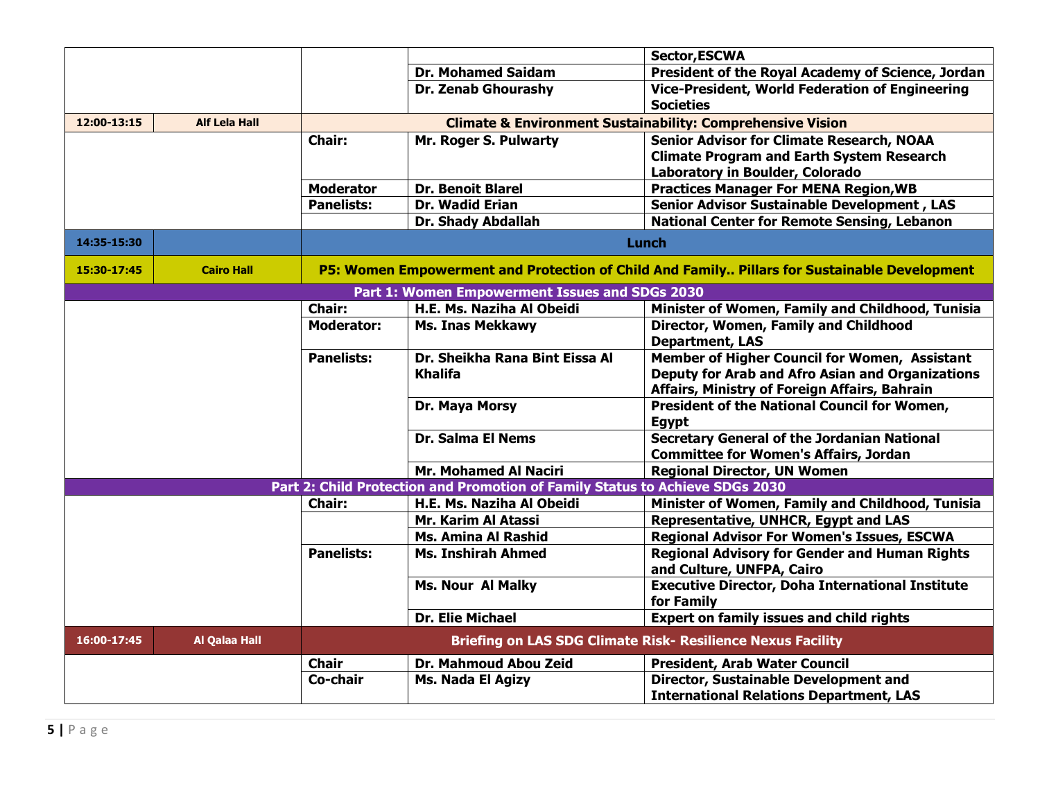| | | | | |
|---|---|---|---|---|
| | | | | **Sector,ESCWA** |
| | | | **Dr. Mohamed Saidam** | **President of the Royal Academy of Science, Jordan** |
| | | | **Dr. Zenab Ghourashy** | **Vice-President, World Federation of Engineering Societies** |
| **12:00-13:15** | **Alf Lela Hall** | **Climate & Environment Sustainability: Comprehensive Vision** | | |
| | | **Chair:** | **Mr. Roger S. Pulwarty** | **Senior Advisor for Climate Research, NOAA Climate Program and Earth System Research Laboratory in Boulder, Colorado** |
| | | **Moderator** | **Dr. Benoit Blarel** | **Practices Manager For MENA Region,WB** |
| | | **Panelists:** | **Dr. Wadid Erian** | **Senior Advisor Sustainable Development , LAS** |
| | | | **Dr. Shady Abdallah** | **National Center for Remote Sensing, Lebanon** |
| **14:35-15:30** | | **Lunch** | | |
| **15:30-17:45** | **Cairo Hall** | **P5: Women Empowerment and Protection of Child And Family.. Pillars for Sustainable Development** | | |
| **Part 1: Women Empowerment Issues and SDGs 2030** | | | | |
| | | **Chair:** | **H.E. Ms. Naziha Al Obeidi** | **Minister of Women, Family and Childhood, Tunisia** |
| | | **Moderator:** | **Ms. Inas Mekkawy** | **Director, Women, Family and Childhood Department, LAS** |
| | | **Panelists:** | **Dr. Sheikha Rana Bint Eissa Al Khalifa** | **Member of Higher Council for Women, Assistant Deputy for Arab and Afro Asian and Organizations Affairs, Ministry of Foreign Affairs, Bahrain** |
| | | | **Dr. Maya Morsy** | **President of the National Council for Women, Egypt** |
| | | | **Dr. Salma El Nems** | **Secretary General of the Jordanian National Committee for Women's Affairs, Jordan** |
| | | | **Mr. Mohamed Al Naciri** | **Regional Director, UN Women** |
| **Part 2: Child Protection and Promotion of Family Status to Achieve SDGs 2030** | | | | |
| | | **Chair:** | **H.E. Ms. Naziha Al Obeidi** | **Minister of Women, Family and Childhood, Tunisia** |
| | | | **Mr. Karim Al Atassi** | **Representative, UNHCR, Egypt and LAS** |
| | | | **Ms. Amina Al Rashid** | **Regional Advisor For Women's Issues, ESCWA** |
| | | **Panelists:** | **Ms. Inshirah Ahmed** | **Regional Advisory for Gender and Human Rights and Culture, UNFPA, Cairo** |
| | | | **Ms. Nour Al Malky** | **Executive Director, Doha International Institute for Family** |
| | | | **Dr. Elie Michael** | **Expert on family issues and child rights** |
| **16:00-17:45** | **Al Qalaa Hall** | **Briefing on LAS SDG Climate Risk- Resilience Nexus Facility** | | |
| | | **Chair** | **Dr. Mahmoud Abou Zeid** | **President, Arab Water Council** |
| | | **Co-chair** | **Ms. Nada El Agizy** | **Director, Sustainable Development and International Relations Department, LAS** |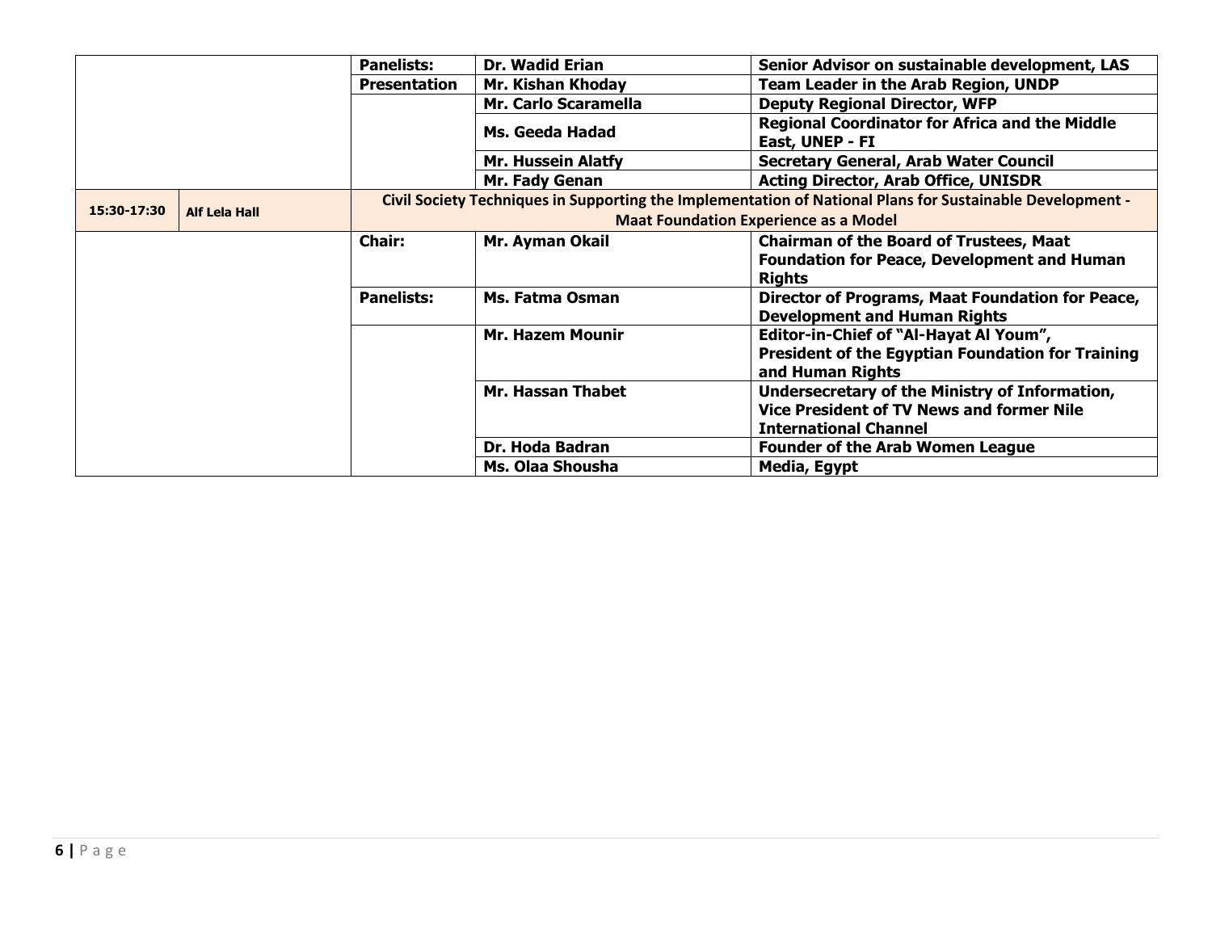| | | | | |
|---|---|---|---|---|
| | | **Panelists:** | **Dr. Wadid Erian** | **Senior Advisor on sustainable development, LAS** |
| | | **Presentation** | **Mr. Kishan Khoday** | **Team Leader in the Arab Region, UNDP** |
| | | | **Mr. Carlo Scaramella** | **Deputy Regional Director, WFP** |
| | | | **Ms. Geeda Hadad** | **Regional Coordinator for Africa and the Middle East, UNEP - FI** |
| | | | **Mr. Hussein Alatfy** | **Secretary General, Arab Water Council** |
| | | | **Mr. Fady Genan** | **Acting Director, Arab Office, UNISDR** |
| **15:30-17:30** | **Alf Lela Hall** | **Civil Society Techniques in Supporting the Implementation of National Plans for Sustainable Development - Maat Foundation Experience as a Model** | | |
| | | **Chair:** | **Mr. Ayman Okail** | **Chairman of the Board of Trustees, Maat Foundation for Peace, Development and Human Rights** |
| | | **Panelists:** | **Ms. Fatma Osman** | **Director of Programs, Maat Foundation for Peace, Development and Human Rights** |
| | | | **Mr. Hazem Mounir** | **Editor-in-Chief of "Al-Hayat Al Youm", President of the Egyptian Foundation for Training and Human Rights** |
| | | | **Mr. Hassan Thabet** | **Undersecretary of the Ministry of Information, Vice President of TV News and former Nile International Channel** |
| | | | **Dr. Hoda Badran** | **Founder of the Arab Women League** |
| | | | **Ms. Olaa Shousha** | **Media, Egypt** |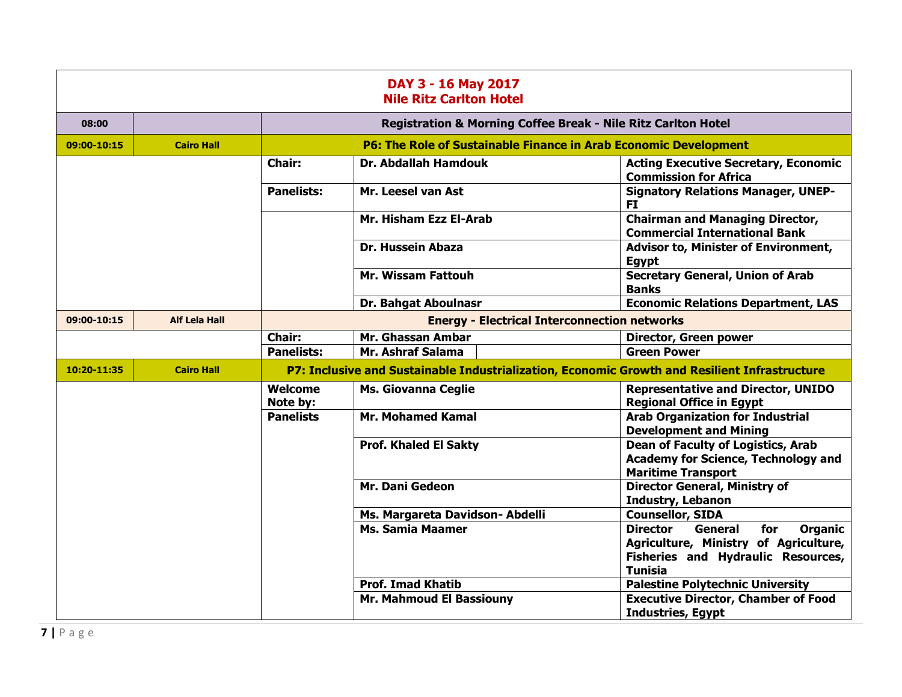| DAY 3 - 16 May 2017<br>Nile Ritz Carlton Hotel | | | | |
|---|---|---|---|---|
| **08:00** | | **Registration & Morning Coffee Break - Nile Ritz Carlton Hotel** | | |
| **09:00-10:15** | **Cairo Hall** | **P6: The Role of Sustainable Finance in Arab Economic Development** | | |
| | | **Chair:** | **Dr. Abdallah Hamdouk** | **Acting Executive Secretary, Economic Commission for Africa** |
| | | **Panelists:** | **Mr. Leesel van Ast** | **Signatory Relations Manager, UNEP-FI** |
| | | | **Mr. Hisham Ezz El-Arab** | **Chairman and Managing Director, Commercial International Bank** |
| | | | **Dr. Hussein Abaza** | **Advisor to, Minister of Environment, Egypt** |
| | | | **Mr. Wissam Fattouh** | **Secretary General, Union of Arab Banks** |
| | | | **Dr. Bahgat Aboulnasr** | **Economic Relations Department, LAS** |
| **09:00-10:15** | **Alf Lela Hall** | **Energy - Electrical Interconnection networks** | | |
| | | **Chair:** | **Mr. Ghassan Ambar** | **Director, Green power** |
| | | **Panelists:** | **Mr. Ashraf Salama** | **Green Power** |
| **10:20-11:35** | **Cairo Hall** | **P7: Inclusive and Sustainable Industrialization, Economic Growth and Resilient Infrastructure** | | |
| | | **Welcome Note by:** | **Ms. Giovanna Ceglie** | **Representative and Director, UNIDO Regional Office in Egypt** |
| | | **Panelists** | **Mr. Mohamed Kamal** | **Arab Organization for Industrial Development and Mining** |
| | | | **Prof. Khaled El Sakty** | **Dean of Faculty of Logistics, Arab Academy for Science, Technology and Maritime Transport** |
| | | | **Mr. Dani Gedeon** | **Director General, Ministry of Industry, Lebanon** |
| | | | **Ms. Margareta Davidson- Abdelli** | **Counsellor, SIDA** |
| | | | **Ms. Samia Maamer** | **Director General for Organic Agriculture, Ministry of Agriculture, Fisheries and Hydraulic Resources, Tunisia** |
| | | | **Prof. Imad Khatib** | **Palestine Polytechnic University** |
| | | | **Mr. Mahmoud El Bassiouny** | **Executive Director, Chamber of Food Industries, Egypt** |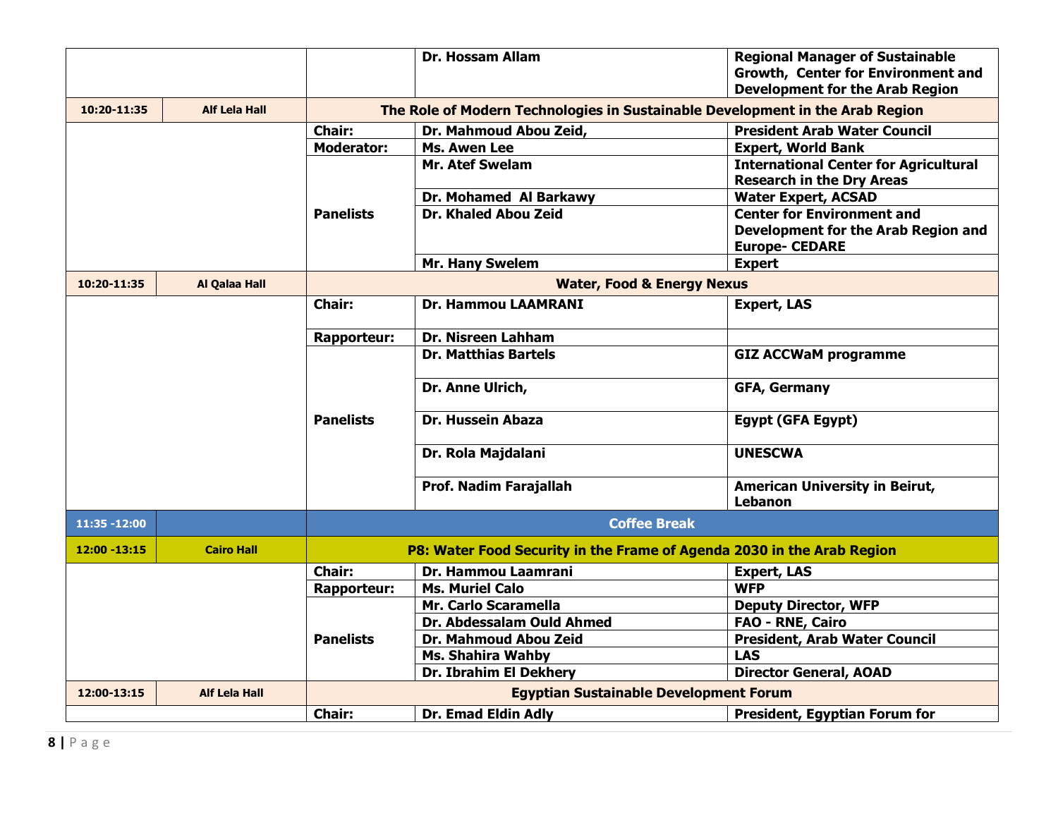| Time | Hall | Role | Name | Affiliation |
|---|---|---|---|---|
| | | | Dr. Hossam Allam | Regional Manager of Sustainable Growth, Center for Environment and Development for the Arab Region |
| 10:20-11:35 | Alf Lela Hall | The Role of Modern Technologies in Sustainable Development in the Arab Region | | |
| | | Chair: | Dr. Mahmoud Abou Zeid, | President Arab Water Council |
| | | Moderator: | Ms. Awen Lee | Expert, World Bank |
| | | Panelists | Mr. Atef Swelam | International Center for Agricultural Research in the Dry Areas |
| | | | Dr. Mohamed Al Barkawy | Water Expert, ACSAD |
| | | | Dr. Khaled Abou Zeid | Center for Environment and Development for the Arab Region and Europe- CEDARE |
| | | | Mr. Hany Swelem | Expert |
| 10:20-11:35 | Al Qalaa Hall | Water, Food & Energy Nexus | | |
| | | Chair: | Dr. Hammou LAAMRANI | Expert, LAS |
| | | Rapporteur: | Dr. Nisreen Lahham | |
| | | Panelists | Dr. Matthias Bartels | GIZ ACCWaM programme |
| | | | Dr. Anne Ulrich, | GFA, Germany |
| | | | Dr. Hussein Abaza | Egypt (GFA Egypt) |
| | | | Dr. Rola Majdalani | UNESCWA |
| | | | Prof. Nadim Farajallah | American University in Beirut, Lebanon |
| 11:35 -12:00 | | Coffee Break | | |
| 12:00 -13:15 | Cairo Hall | P8: Water Food Security in the Frame of Agenda 2030 in the Arab Region | | |
| | | Chair: | Dr. Hammou Laamrani | Expert, LAS |
| | | Rapporteur: | Ms. Muriel Calo | WFP |
| | | Panelists | Mr. Carlo Scaramella | Deputy Director, WFP |
| | | | Dr. Abdessalam Ould Ahmed | FAO - RNE, Cairo |
| | | | Dr. Mahmoud Abou Zeid | President, Arab Water Council |
| | | | Ms. Shahira Wahby | LAS |
| | | | Dr. Ibrahim El Dekhery | Director General, AOAD |
| 12:00-13:15 | Alf Lela Hall | Egyptian Sustainable Development Forum | | |
| | | Chair: | Dr. Emad Eldin Adly | President, Egyptian Forum for |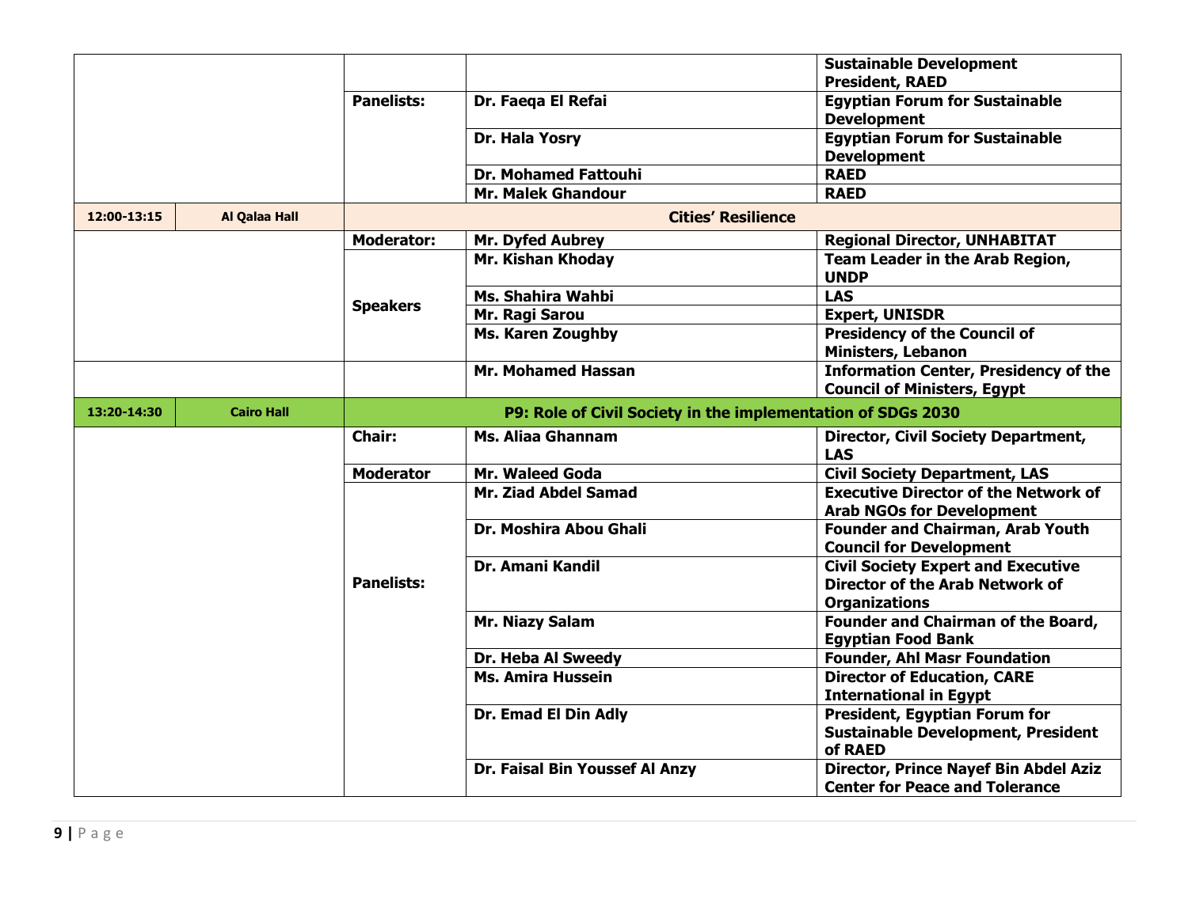| | | | | |
|---|---|---|---|---|
| | | | | **Sustainable Development President, RAED** |
| | | **Panelists:** | **Dr. Faeqa El Refai** | **Egyptian Forum for Sustainable Development** |
| | | | **Dr. Hala Yosry** | **Egyptian Forum for Sustainable Development** |
| | | | **Dr. Mohamed Fattouhi** | **RAED** |
| | | | **Mr. Malek Ghandour** | **RAED** |
| **12:00-13:15** | **Al Qalaa Hall** | **Cities' Resilience** | | |
| | | **Moderator:** | **Mr. Dyfed Aubrey** | **Regional Director, UNHABITAT** |
| | | **Speakers** | **Mr. Kishan Khoday** | **Team Leader in the Arab Region, UNDP** |
| | | | **Ms. Shahira Wahbi** | **LAS** |
| | | | **Mr. Ragi Sarou** | **Expert, UNISDR** |
| | | | **Ms. Karen Zoughby** | **Presidency of the Council of Ministers, Lebanon** |
| | | | **Mr. Mohamed Hassan** | **Information Center, Presidency of the Council of Ministers, Egypt** |
| **13:20-14:30** | **Cairo Hall** | **P9: Role of Civil Society in the implementation of SDGs 2030** | | |
| | | **Chair:** | **Ms. Aliaa Ghannam** | **Director, Civil Society Department, LAS** |
| | | **Moderator** | **Mr. Waleed Goda** | **Civil Society Department, LAS** |
| | | **Panelists:** | **Mr. Ziad Abdel Samad** | **Executive Director of the Network of Arab NGOs for Development** |
| | | | **Dr. Moshira Abou Ghali** | **Founder and Chairman, Arab Youth Council for Development** |
| | | | **Dr. Amani Kandil** | **Civil Society Expert and Executive Director of the Arab Network of Organizations** |
| | | | **Mr. Niazy Salam** | **Founder and Chairman of the Board, Egyptian Food Bank** |
| | | | **Dr. Heba Al Sweedy** | **Founder, Ahl Masr Foundation** |
| | | | **Ms. Amira Hussein** | **Director of Education, CARE International in Egypt** |
| | | | **Dr. Emad El Din Adly** | **President, Egyptian Forum for Sustainable Development, President of RAED** |
| | | | **Dr. Faisal Bin Youssef Al Anzy** | **Director, Prince Nayef Bin Abdel Aziz Center for Peace and Tolerance** |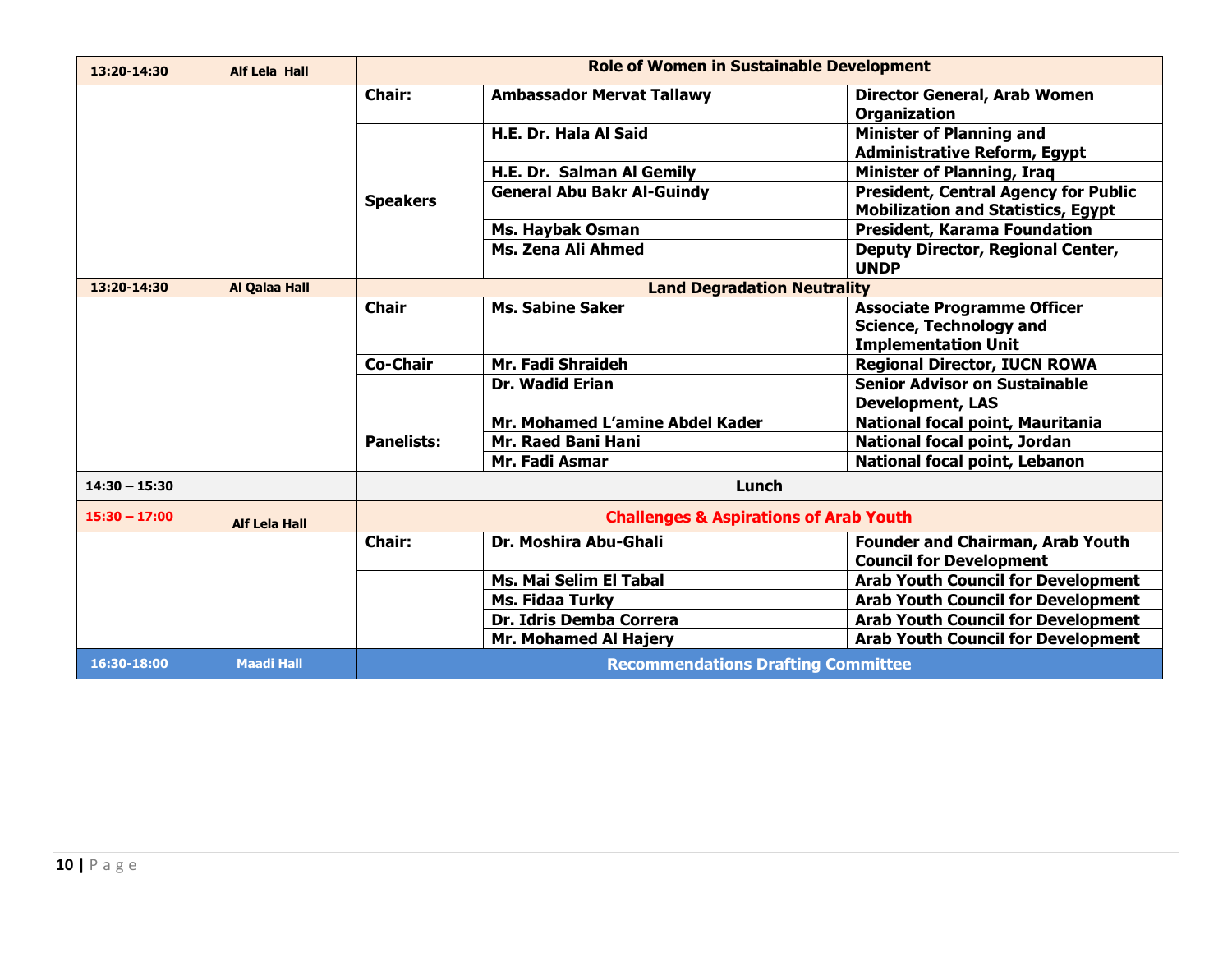| Time | Hall | Role | Name | Title |
|---|---|---|---|---|
| **13:20-14:30** | **Alf Lela Hall** | **Role of Women in Sustainable Development** | | |
| | | **Chair:** | **Ambassador Mervat Tallawy** | **Director General, Arab Women Organization** |
| | | **Speakers** | **H.E. Dr. Hala Al Said** | **Minister of Planning and Administrative Reform, Egypt** |
| | | | **H.E. Dr. Salman Al Gemily** | **Minister of Planning, Iraq** |
| | | | **General Abu Bakr Al-Guindy** | **President, Central Agency for Public Mobilization and Statistics, Egypt** |
| | | | **Ms. Haybak Osman** | **President, Karama Foundation** |
| | | | **Ms. Zena Ali Ahmed** | **Deputy Director, Regional Center, UNDP** |
| **13:20-14:30** | **Al Qalaa Hall** | **Land Degradation Neutrality** | | |
| | | **Chair** | **Ms. Sabine Saker** | **Associate Programme Officer Science, Technology and Implementation Unit** |
| | | **Co-Chair** | **Mr. Fadi Shraideh** | **Regional Director, IUCN ROWA** |
| | | | **Dr. Wadid Erian** | **Senior Advisor on Sustainable Development, LAS** |
| | | **Panelists:** | **Mr. Mohamed L'amine Abdel Kader** | **National focal point, Mauritania** |
| | | | **Mr. Raed Bani Hani** | **National focal point, Jordan** |
| | | | **Mr. Fadi Asmar** | **National focal point, Lebanon** |
| **14:30 – 15:30** | | **Lunch** | | |
| **15:30 – 17:00** | **Alf Lela Hall** | **Challenges & Aspirations of Arab Youth** | | |
| | | **Chair:** | **Dr. Moshira Abu-Ghali** | **Founder and Chairman, Arab Youth Council for Development** |
| | | | **Ms. Mai Selim El Tabal** | **Arab Youth Council for Development** |
| | | | **Ms. Fidaa Turky** | **Arab Youth Council for Development** |
| | | | **Dr. Idris Demba Correra** | **Arab Youth Council for Development** |
| | | | **Mr. Mohamed Al Hajery** | **Arab Youth Council for Development** |
| **16:30-18:00** | **Maadi Hall** | **Recommendations Drafting Committee** | | |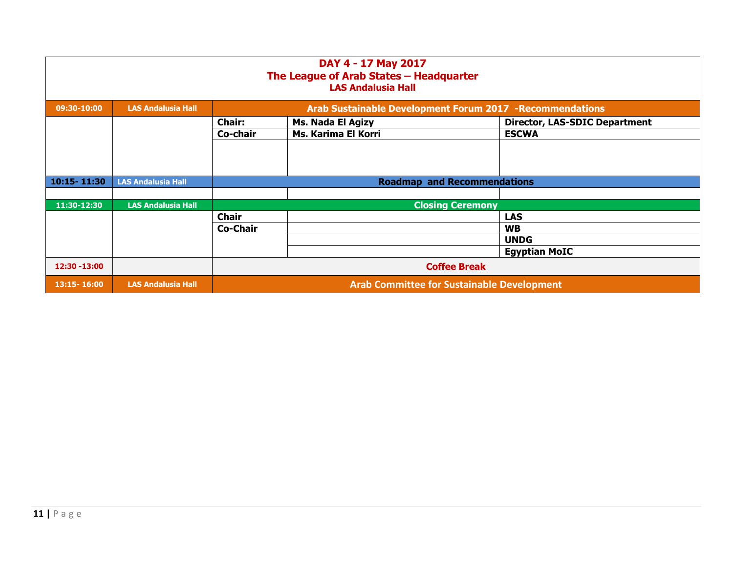**DAY 4 - 17 May 2017**
**The League of Arab States – Headquarter**
**LAS Andalusia Hall**

| | | | | |
|---|---|---|---|---|
| 09:30-10:00 | LAS Andalusia Hall | Arab Sustainable Development Forum 2017 -Recommendations | | |
| | | Chair: | Ms. Nada El Agizy | Director, LAS-SDIC Department |
| | | Co-chair | Ms. Karima El Korri | ESCWA |
| | | | | |
| 10:15- 11:30 | LAS Andalusia Hall | Roadmap and Recommendations | | |
| | | | | |
| 11:30-12:30 | LAS Andalusia Hall | Closing Ceremony | | |
| | | Chair | | LAS |
| | | Co-Chair | | WB |
| | | | | UNDG |
| | | | | Egyptian MoIC |
| 12:30 -13:00 | | Coffee Break | | |
| 13:15- 16:00 | LAS Andalusia Hall | Arab Committee for Sustainable Development | | |